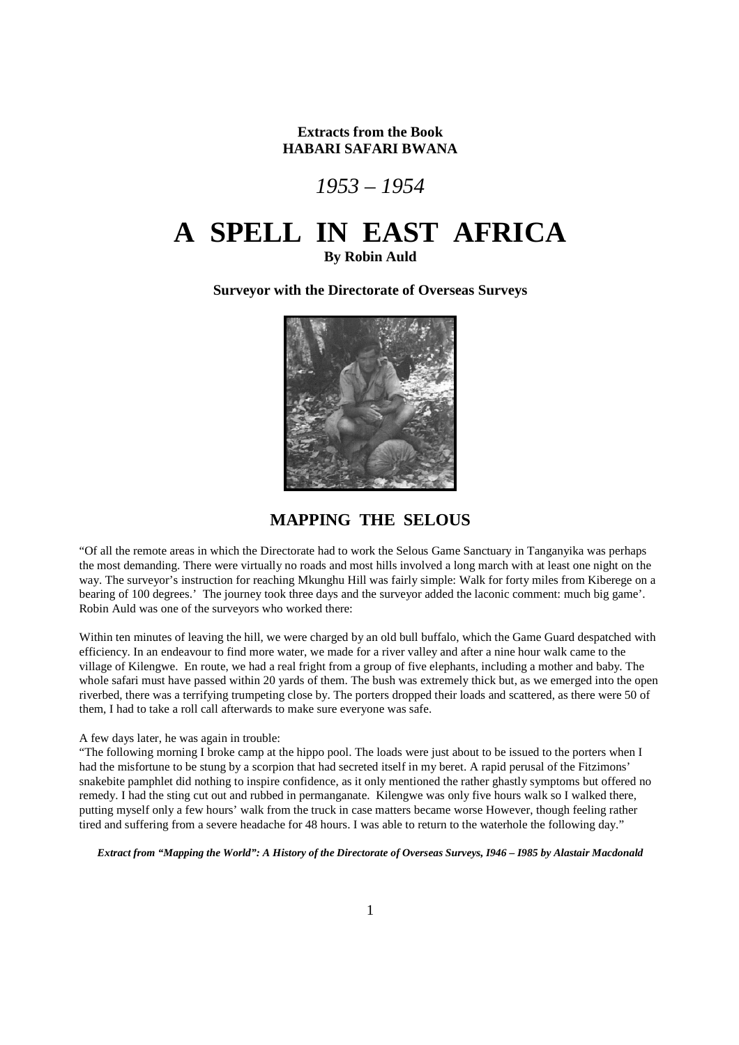**Extracts from the Book**
**HABARI SAFARI BWANA**

*1953 – 1954*

# A SPELL IN EAST AFRICA

**By Robin Auld**

**Surveyor with the Directorate of Overseas Surveys**

## MAPPING THE SELOUS

"Of all the remote areas in which the Directorate had to work the Selous Game Sanctuary in Tanganyika was perhaps the most demanding. There were virtually no roads and most hills involved a long march with at least one night on the way. The surveyor's instruction for reaching Mkunghu Hill was fairly simple: Walk for forty miles from Kiberege on a bearing of 100 degrees.' The journey took three days and the surveyor added the laconic comment: much big game'. Robin Auld was one of the surveyors who worked there:

Within ten minutes of leaving the hill, we were charged by an old bull buffalo, which the Game Guard despatched with efficiency. In an endeavour to find more water, we made for a river valley and after a nine hour walk came to the village of Kilengwe. En route, we had a real fright from a group of five elephants, including a mother and baby. The whole safari must have passed within 20 yards of them. The bush was extremely thick but, as we emerged into the open riverbed, there was a terrifying trumpeting close by. The porters dropped their loads and scattered, as there were 50 of them, I had to take a roll call afterwards to make sure everyone was safe.

A few days later, he was again in trouble:

"The following morning I broke camp at the hippo pool. The loads were just about to be issued to the porters when I had the misfortune to be stung by a scorpion that had secreted itself in my beret. A rapid perusal of the Fitzimons' snakebite pamphlet did nothing to inspire confidence, as it only mentioned the rather ghastly symptoms but offered no remedy. I had the sting cut out and rubbed in permanganate. Kilengwe was only five hours walk so I walked there, putting myself only a few hours' walk from the truck in case matters became worse However, though feeling rather tired and suffering from a severe headache for 48 hours. I was able to return to the waterhole the following day."

***Extract from "Mapping the World": A History of the Directorate of Overseas Surveys, I946 – I985 by Alastair Macdonald***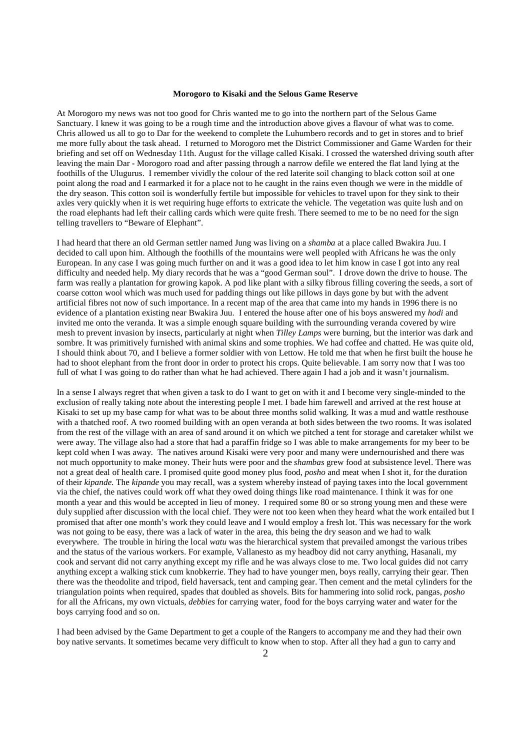**Morogoro to Kisaki and the Selous Game Reserve**

At Morogoro my news was not too good for Chris wanted me to go into the northern part of the Selous Game Sanctuary. I knew it was going to be a rough time and the introduction above gives a flavour of what was to come. Chris allowed us all to go to Dar for the weekend to complete the Luhumbero records and to get in stores and to brief me more fully about the task ahead. I returned to Morogoro met the District Commissioner and Game Warden for their briefing and set off on Wednesday 11th. August for the village called Kisaki. I crossed the watershed driving south after leaving the main Dar - Morogoro road and after passing through a narrow defile we entered the flat land lying at the foothills of the Ulugurus. I remember vividly the colour of the red laterite soil changing to black cotton soil at one point along the road and I earmarked it for a place not to he caught in the rains even though we were in the middle of the dry season. This cotton soil is wonderfully fertile but impossible for vehicles to travel upon for they sink to their axles very quickly when it is wet requiring huge efforts to extricate the vehicle. The vegetation was quite lush and on the road elephants had left their calling cards which were quite fresh. There seemed to me to be no need for the sign telling travellers to "Beware of Elephant".

I had heard that there an old German settler named Jung was living on a *shamba* at a place called Bwakira Juu. I decided to call upon him. Although the foothills of the mountains were well peopled with Africans he was the only European. In any case I was going much further on and it was a good idea to let him know in case I got into any real difficulty and needed help. My diary records that he was a "good German soul". I drove down the drive to house. The farm was really a plantation for growing kapok. A pod like plant with a silky fibrous filling covering the seeds, a sort of coarse cotton wool which was much used for padding things out like pillows in days gone by but with the advent artificial fibres not now of such importance. In a recent map of the area that came into my hands in 1996 there is no evidence of a plantation existing near Bwakira Juu. I entered the house after one of his boys answered my *hodi* and invited me onto the veranda. It was a simple enough square building with the surrounding veranda covered by wire mesh to prevent invasion by insects, particularly at night when *Tilley Lamps* were burning, but the interior was dark and sombre. It was primitively furnished with animal skins and some trophies. We had coffee and chatted. He was quite old, I should think about 70, and I believe a former soldier with von Lettow. He told me that when he first built the house he had to shoot elephant from the front door in order to protect his crops. Quite believable. I am sorry now that I was too full of what I was going to do rather than what he had achieved. There again I had a job and it wasn't journalism.

In a sense I always regret that when given a task to do I want to get on with it and I become very single-minded to the exclusion of really taking note about the interesting people I met. I bade him farewell and arrived at the rest house at Kisaki to set up my base camp for what was to be about three months solid walking. It was a mud and wattle resthouse with a thatched roof. A two roomed building with an open veranda at both sides between the two rooms. It was isolated from the rest of the village with an area of sand around it on which we pitched a tent for storage and caretaker whilst we were away. The village also had a store that had a paraffin fridge so I was able to make arrangements for my beer to be kept cold when I was away. The natives around Kisaki were very poor and many were undernourished and there was not much opportunity to make money. Their huts were poor and the *shambas* grew food at subsistence level. There was not a great deal of health care. I promised quite good money plus food, *posho* and meat when I shot it, for the duration of their *kipande.* The *kipande* you may recall, was a system whereby instead of paying taxes into the local government via the chief, the natives could work off what they owed doing things like road maintenance. I think it was for one month a year and this would be accepted in lieu of money. I required some 80 or so strong young men and these were duly supplied after discussion with the local chief. They were not too keen when they heard what the work entailed but I promised that after one month's work they could leave and I would employ a fresh lot. This was necessary for the work was not going to be easy, there was a lack of water in the area, this being the dry season and we had to walk everywhere. The trouble in hiring the local *watu* was the hierarchical system that prevailed amongst the various tribes and the status of the various workers. For example, Vallanesto as my headboy did not carry anything, Hasanali, my cook and servant did not carry anything except my rifle and he was always close to me. Two local guides did not carry anything except a walking stick cum knobkerrie. They had to have younger men, boys really, carrying their gear. Then there was the theodolite and tripod, field haversack, tent and camping gear. Then cement and the metal cylinders for the triangulation points when required, spades that doubled as shovels. Bits for hammering into solid rock, pangas, *posho* for all the Africans, my own victuals, *debbies* for carrying water, food for the boys carrying water and water for the boys carrying food and so on.

I had been advised by the Game Department to get a couple of the Rangers to accompany me and they had their own boy native servants. It sometimes became very difficult to know when to stop. After all they had a gun to carry and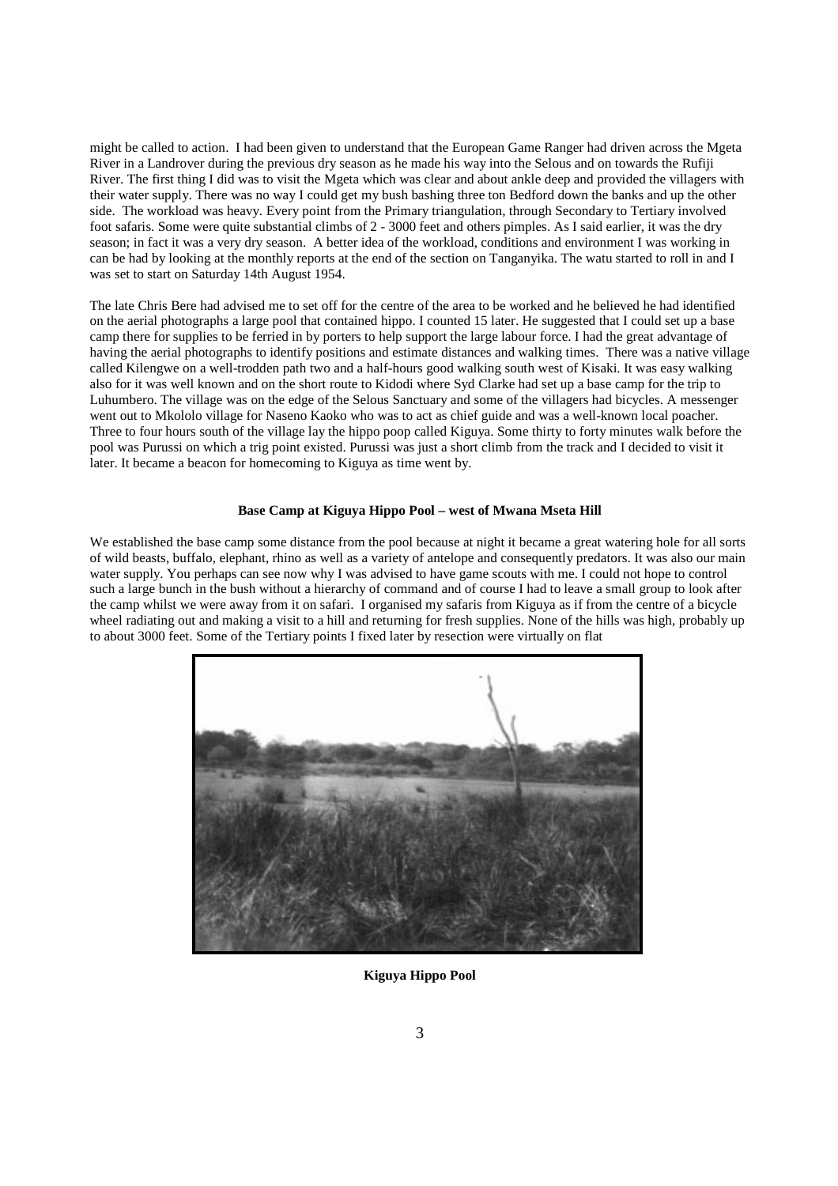might be called to action. I had been given to understand that the European Game Ranger had driven across the Mgeta River in a Landrover during the previous dry season as he made his way into the Selous and on towards the Rufiji River. The first thing I did was to visit the Mgeta which was clear and about ankle deep and provided the villagers with their water supply. There was no way I could get my bush bashing three ton Bedford down the banks and up the other side. The workload was heavy. Every point from the Primary triangulation, through Secondary to Tertiary involved foot safaris. Some were quite substantial climbs of 2 - 3000 feet and others pimples. As I said earlier, it was the dry season; in fact it was a very dry season. A better idea of the workload, conditions and environment I was working in can be had by looking at the monthly reports at the end of the section on Tanganyika. The watu started to roll in and I was set to start on Saturday 14th August 1954.

The late Chris Bere had advised me to set off for the centre of the area to be worked and he believed he had identified on the aerial photographs a large pool that contained hippo. I counted 15 later. He suggested that I could set up a base camp there for supplies to be ferried in by porters to help support the large labour force. I had the great advantage of having the aerial photographs to identify positions and estimate distances and walking times. There was a native village called Kilengwe on a well-trodden path two and a half-hours good walking south west of Kisaki. It was easy walking also for it was well known and on the short route to Kidodi where Syd Clarke had set up a base camp for the trip to Luhumbero. The village was on the edge of the Selous Sanctuary and some of the villagers had bicycles. A messenger went out to Mkololo village for Naseno Kaoko who was to act as chief guide and was a well-known local poacher. Three to four hours south of the village lay the hippo poop called Kiguya. Some thirty to forty minutes walk before the pool was Purussi on which a trig point existed. Purussi was just a short climb from the track and I decided to visit it later. It became a beacon for homecoming to Kiguya as time went by.

**Base Camp at Kiguya Hippo Pool – west of Mwana Mseta Hill**

We established the base camp some distance from the pool because at night it became a great watering hole for all sorts of wild beasts, buffalo, elephant, rhino as well as a variety of antelope and consequently predators. It was also our main water supply. You perhaps can see now why I was advised to have game scouts with me. I could not hope to control such a large bunch in the bush without a hierarchy of command and of course I had to leave a small group to look after the camp whilst we were away from it on safari. I organised my safaris from Kiguya as if from the centre of a bicycle wheel radiating out and making a visit to a hill and returning for fresh supplies. None of the hills was high, probably up to about 3000 feet. Some of the Tertiary points I fixed later by resection were virtually on flat

**Kiguya Hippo Pool**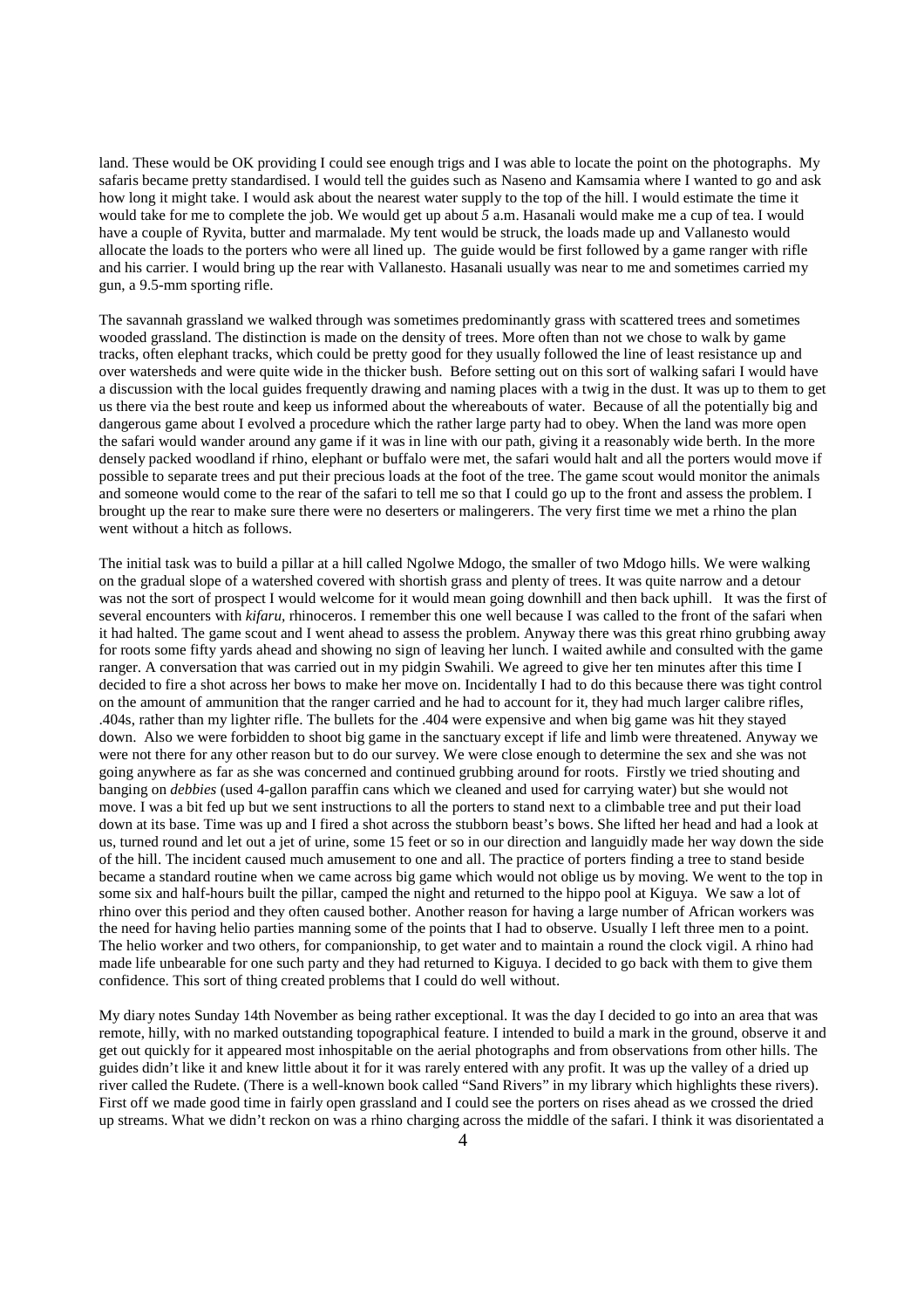land. These would be OK providing I could see enough trigs and I was able to locate the point on the photographs. My safaris became pretty standardised. I would tell the guides such as Naseno and Kamsamia where I wanted to go and ask how long it might take. I would ask about the nearest water supply to the top of the hill. I would estimate the time it would take for me to complete the job. We would get up about 5 a.m. Hasanali would make me a cup of tea. I would have a couple of Ryvita, butter and marmalade. My tent would be struck, the loads made up and Vallanesto would allocate the loads to the porters who were all lined up. The guide would be first followed by a game ranger with rifle and his carrier. I would bring up the rear with Vallanesto. Hasanali usually was near to me and sometimes carried my gun, a 9.5-mm sporting rifle.

The savannah grassland we walked through was sometimes predominantly grass with scattered trees and sometimes wooded grassland. The distinction is made on the density of trees. More often than not we chose to walk by game tracks, often elephant tracks, which could be pretty good for they usually followed the line of least resistance up and over watersheds and were quite wide in the thicker bush. Before setting out on this sort of walking safari I would have a discussion with the local guides frequently drawing and naming places with a twig in the dust. It was up to them to get us there via the best route and keep us informed about the whereabouts of water. Because of all the potentially big and dangerous game about I evolved a procedure which the rather large party had to obey. When the land was more open the safari would wander around any game if it was in line with our path, giving it a reasonably wide berth. In the more densely packed woodland if rhino, elephant or buffalo were met, the safari would halt and all the porters would move if possible to separate trees and put their precious loads at the foot of the tree. The game scout would monitor the animals and someone would come to the rear of the safari to tell me so that I could go up to the front and assess the problem. I brought up the rear to make sure there were no deserters or malingerers. The very first time we met a rhino the plan went without a hitch as follows.

The initial task was to build a pillar at a hill called Ngolwe Mdogo, the smaller of two Mdogo hills. We were walking on the gradual slope of a watershed covered with shortish grass and plenty of trees. It was quite narrow and a detour was not the sort of prospect I would welcome for it would mean going downhill and then back uphill. It was the first of several encounters with *kifaru*, rhinoceros. I remember this one well because I was called to the front of the safari when it had halted. The game scout and I went ahead to assess the problem. Anyway there was this great rhino grubbing away for roots some fifty yards ahead and showing no sign of leaving her lunch. I waited awhile and consulted with the game ranger. A conversation that was carried out in my pidgin Swahili. We agreed to give her ten minutes after this time I decided to fire a shot across her bows to make her move on. Incidentally I had to do this because there was tight control on the amount of ammunition that the ranger carried and he had to account for it, they had much larger calibre rifles, .404s, rather than my lighter rifle. The bullets for the .404 were expensive and when big game was hit they stayed down. Also we were forbidden to shoot big game in the sanctuary except if life and limb were threatened. Anyway we were not there for any other reason but to do our survey. We were close enough to determine the sex and she was not going anywhere as far as she was concerned and continued grubbing around for roots. Firstly we tried shouting and banging on *debbies* (used 4-gallon paraffin cans which we cleaned and used for carrying water) but she would not move. I was a bit fed up but we sent instructions to all the porters to stand next to a climbable tree and put their load down at its base. Time was up and I fired a shot across the stubborn beast's bows. She lifted her head and had a look at us, turned round and let out a jet of urine, some 15 feet or so in our direction and languidly made her way down the side of the hill. The incident caused much amusement to one and all. The practice of porters finding a tree to stand beside became a standard routine when we came across big game which would not oblige us by moving. We went to the top in some six and half-hours built the pillar, camped the night and returned to the hippo pool at Kiguya. We saw a lot of rhino over this period and they often caused bother. Another reason for having a large number of African workers was the need for having helio parties manning some of the points that I had to observe. Usually I left three men to a point. The helio worker and two others, for companionship, to get water and to maintain a round the clock vigil. A rhino had made life unbearable for one such party and they had returned to Kiguya. I decided to go back with them to give them confidence. This sort of thing created problems that I could do well without.

My diary notes Sunday 14th November as being rather exceptional. It was the day I decided to go into an area that was remote, hilly, with no marked outstanding topographical feature. I intended to build a mark in the ground, observe it and get out quickly for it appeared most inhospitable on the aerial photographs and from observations from other hills. The guides didn't like it and knew little about it for it was rarely entered with any profit. It was up the valley of a dried up river called the Rudete. (There is a well-known book called "Sand Rivers" in my library which highlights these rivers). First off we made good time in fairly open grassland and I could see the porters on rises ahead as we crossed the dried up streams. What we didn't reckon on was a rhino charging across the middle of the safari. I think it was disorientated a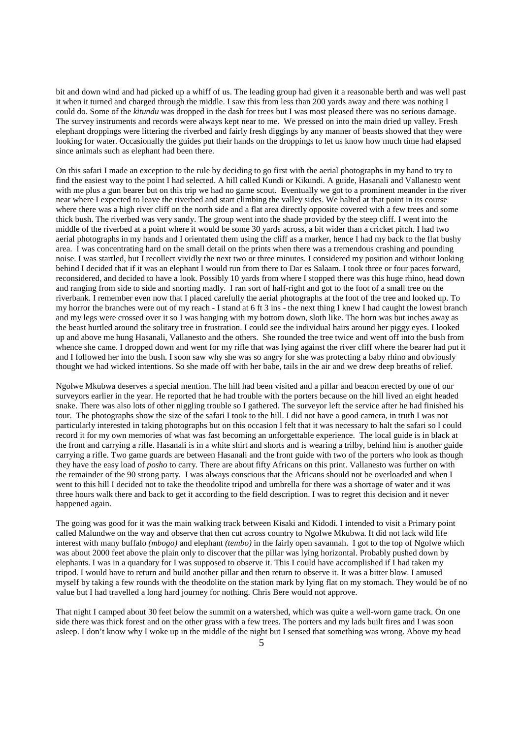bit and down wind and had picked up a whiff of us. The leading group had given it a reasonable berth and was well past it when it turned and charged through the middle. I saw this from less than 200 yards away and there was nothing I could do. Some of the *kitundu* was dropped in the dash for trees but I was most pleased there was no serious damage. The survey instruments and records were always kept near to me. We pressed on into the main dried up valley. Fresh elephant droppings were littering the riverbed and fairly fresh diggings by any manner of beasts showed that they were looking for water. Occasionally the guides put their hands on the droppings to let us know how much time had elapsed since animals such as elephant had been there.

On this safari I made an exception to the rule by deciding to go first with the aerial photographs in my hand to try to find the easiest way to the point I had selected. A hill called Kundi or Kikundi. A guide, Hasanali and Vallanesto went with me plus a gun bearer but on this trip we had no game scout. Eventually we got to a prominent meander in the river near where I expected to leave the riverbed and start climbing the valley sides. We halted at that point in its course where there was a high river cliff on the north side and a flat area directly opposite covered with a few trees and some thick bush. The riverbed was very sandy. The group went into the shade provided by the steep cliff. I went into the middle of the riverbed at a point where it would be some 30 yards across, a bit wider than a cricket pitch. I had two aerial photographs in my hands and I orientated them using the cliff as a marker, hence I had my back to the flat bushy area. I was concentrating hard on the small detail on the prints when there was a tremendous crashing and pounding noise. I was startled, but I recollect vividly the next two or three minutes. I considered my position and without looking behind I decided that if it was an elephant I would run from there to Dar es Salaam. I took three or four paces forward, reconsidered, and decided to have a look. Possibly 10 yards from where I stopped there was this huge rhino, head down and ranging from side to side and snorting madly. I ran sort of half-right and got to the foot of a small tree on the riverbank. I remember even now that I placed carefully the aerial photographs at the foot of the tree and looked up. To my horror the branches were out of my reach - I stand at 6 ft 3 ins - the next thing I knew I had caught the lowest branch and my legs were crossed over it so I was hanging with my bottom down, sloth like. The horn was but inches away as the beast hurtled around the solitary tree in frustration. I could see the individual hairs around her piggy eyes. I looked up and above me hung Hasanali, Vallanesto and the others. She rounded the tree twice and went off into the bush from whence she came. I dropped down and went for my rifle that was lying against the river cliff where the bearer had put it and I followed her into the bush. I soon saw why she was so angry for she was protecting a baby rhino and obviously thought we had wicked intentions. So she made off with her babe, tails in the air and we drew deep breaths of relief.

Ngolwe Mkubwa deserves a special mention. The hill had been visited and a pillar and beacon erected by one of our surveyors earlier in the year. He reported that he had trouble with the porters because on the hill lived an eight headed snake. There was also lots of other niggling trouble so I gathered. The surveyor left the service after he had finished his tour. The photographs show the size of the safari I took to the hill. I did not have a good camera, in truth I was not particularly interested in taking photographs but on this occasion I felt that it was necessary to halt the safari so I could record it for my own memories of what was fast becoming an unforgettable experience. The local guide is in black at the front and carrying a rifle. Hasanali is in a white shirt and shorts and is wearing a trilby, behind him is another guide carrying a rifle. Two game guards are between Hasanali and the front guide with two of the porters who look as though they have the easy load of *posho* to carry. There are about fifty Africans on this print. Vallanesto was further on with the remainder of the 90 strong party. I was always conscious that the Africans should not be overloaded and when I went to this hill I decided not to take the theodolite tripod and umbrella for there was a shortage of water and it was three hours walk there and back to get it according to the field description. I was to regret this decision and it never happened again.

The going was good for it was the main walking track between Kisaki and Kidodi. I intended to visit a Primary point called Malundwe on the way and observe that then cut across country to Ngolwe Mkubwa. It did not lack wild life interest with many buffalo *(mbogo)* and elephant *(tembo)* in the fairly open savannah. I got to the top of Ngolwe which was about 2000 feet above the plain only to discover that the pillar was lying horizontal. Probably pushed down by elephants. I was in a quandary for I was supposed to observe it. This I could have accomplished if I had taken my tripod. I would have to return and build another pillar and then return to observe it. It was a bitter blow. I amused myself by taking a few rounds with the theodolite on the station mark by lying flat on my stomach. They would be of no value but I had travelled a long hard journey for nothing. Chris Bere would not approve.

That night I camped about 30 feet below the summit on a watershed, which was quite a well-worn game track. On one side there was thick forest and on the other grass with a few trees. The porters and my lads built fires and I was soon asleep. I don't know why I woke up in the middle of the night but I sensed that something was wrong. Above my head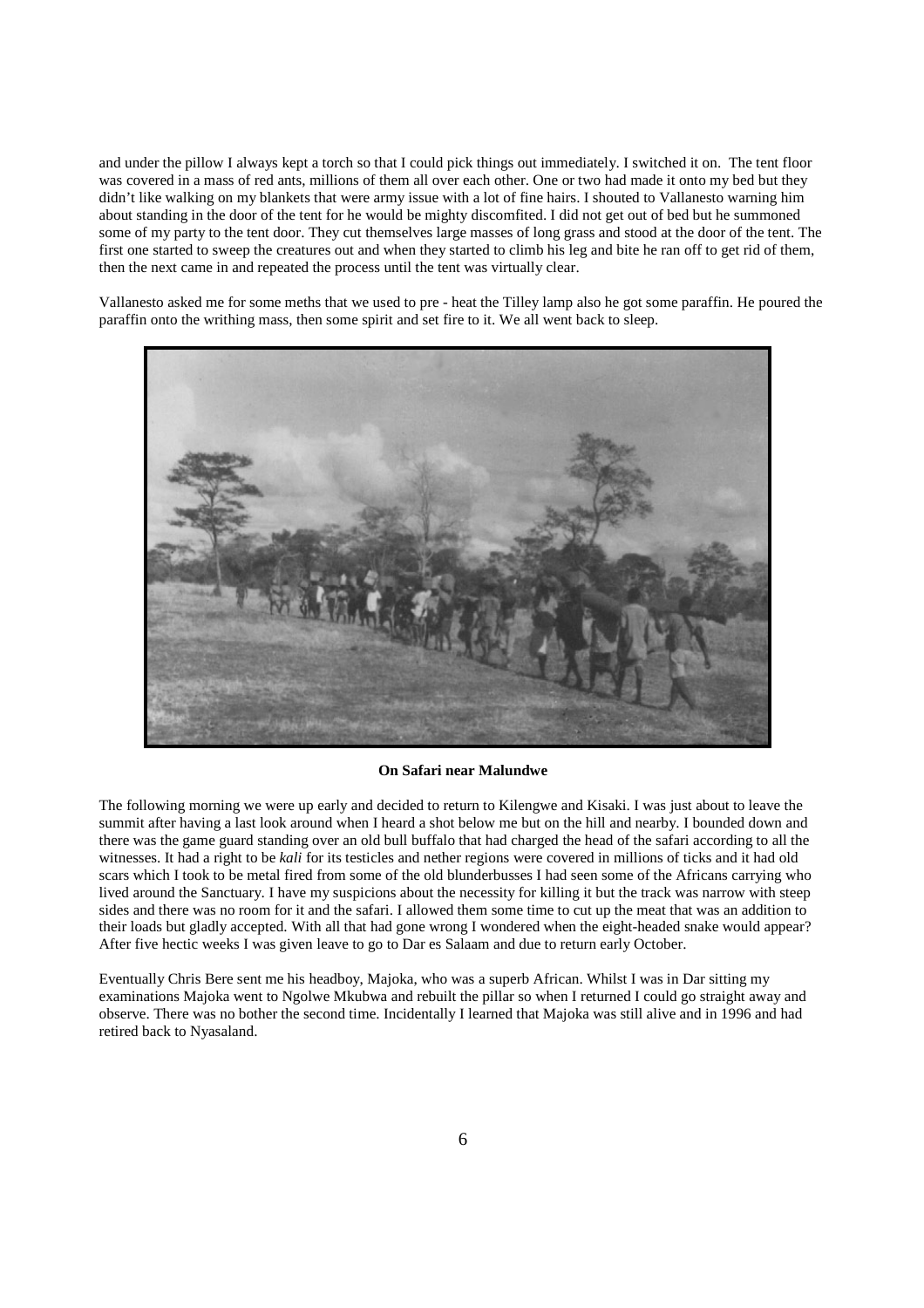and under the pillow I always kept a torch so that I could pick things out immediately. I switched it on. The tent floor was covered in a mass of red ants, millions of them all over each other. One or two had made it onto my bed but they didn't like walking on my blankets that were army issue with a lot of fine hairs. I shouted to Vallanesto warning him about standing in the door of the tent for he would be mighty discomfited. I did not get out of bed but he summoned some of my party to the tent door. They cut themselves large masses of long grass and stood at the door of the tent. The first one started to sweep the creatures out and when they started to climb his leg and bite he ran off to get rid of them, then the next came in and repeated the process until the tent was virtually clear.

Vallanesto asked me for some meths that we used to pre - heat the Tilley lamp also he got some paraffin. He poured the paraffin onto the writhing mass, then some spirit and set fire to it. We all went back to sleep.

**On Safari near Malundwe**

The following morning we were up early and decided to return to Kilengwe and Kisaki. I was just about to leave the summit after having a last look around when I heard a shot below me but on the hill and nearby. I bounded down and there was the game guard standing over an old bull buffalo that had charged the head of the safari according to all the witnesses. It had a right to be *kali* for its testicles and nether regions were covered in millions of ticks and it had old scars which I took to be metal fired from some of the old blunderbusses I had seen some of the Africans carrying who lived around the Sanctuary. I have my suspicions about the necessity for killing it but the track was narrow with steep sides and there was no room for it and the safari. I allowed them some time to cut up the meat that was an addition to their loads but gladly accepted. With all that had gone wrong I wondered when the eight-headed snake would appear? After five hectic weeks I was given leave to go to Dar es Salaam and due to return early October.

Eventually Chris Bere sent me his headboy, Majoka, who was a superb African. Whilst I was in Dar sitting my examinations Majoka went to Ngolwe Mkubwa and rebuilt the pillar so when I returned I could go straight away and observe. There was no bother the second time. Incidentally I learned that Majoka was still alive and in 1996 and had retired back to Nyasaland.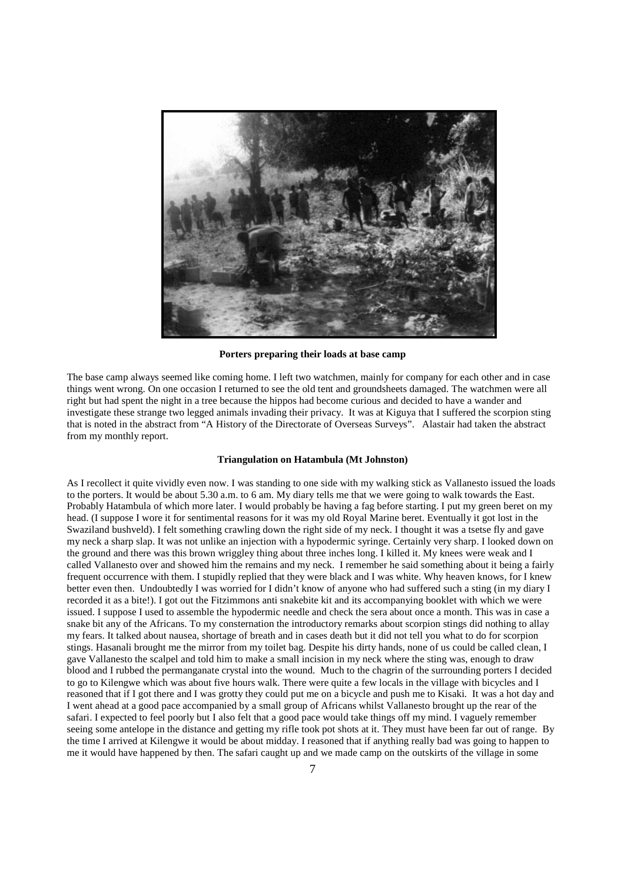**Porters preparing their loads at base camp**

The base camp always seemed like coming home. I left two watchmen, mainly for company for each other and in case things went wrong. On one occasion I returned to see the old tent and groundsheets damaged. The watchmen were all right but had spent the night in a tree because the hippos had become curious and decided to have a wander and investigate these strange two legged animals invading their privacy. It was at Kiguya that I suffered the scorpion sting that is noted in the abstract from "A History of the Directorate of Overseas Surveys". Alastair had taken the abstract from my monthly report.

**Triangulation on Hatambula (Mt Johnston)**

As I recollect it quite vividly even now. I was standing to one side with my walking stick as Vallanesto issued the loads to the porters. It would be about 5.30 a.m. to 6 am. My diary tells me that we were going to walk towards the East. Probably Hatambula of which more later. I would probably be having a fag before starting. I put my green beret on my head. (I suppose I wore it for sentimental reasons for it was my old Royal Marine beret. Eventually it got lost in the Swaziland bushveld). I felt something crawling down the right side of my neck. I thought it was a tsetse fly and gave my neck a sharp slap. It was not unlike an injection with a hypodermic syringe. Certainly very sharp. I looked down on the ground and there was this brown wriggley thing about three inches long. I killed it. My knees were weak and I called Vallanesto over and showed him the remains and my neck. I remember he said something about it being a fairly frequent occurrence with them. I stupidly replied that they were black and I was white. Why heaven knows, for I knew better even then. Undoubtedly I was worried for I didn't know of anyone who had suffered such a sting (in my diary I recorded it as a bite!). I got out the Fitzimmons anti snakebite kit and its accompanying booklet with which we were issued. I suppose I used to assemble the hypodermic needle and check the sera about once a month. This was in case a snake bit any of the Africans. To my consternation the introductory remarks about scorpion stings did nothing to allay my fears. It talked about nausea, shortage of breath and in cases death but it did not tell you what to do for scorpion stings. Hasanali brought me the mirror from my toilet bag. Despite his dirty hands, none of us could be called clean, I gave Vallanesto the scalpel and told him to make a small incision in my neck where the sting was, enough to draw blood and I rubbed the permanganate crystal into the wound. Much to the chagrin of the surrounding porters I decided to go to Kilengwe which was about five hours walk. There were quite a few locals in the village with bicycles and I reasoned that if I got there and I was grotty they could put me on a bicycle and push me to Kisaki. It was a hot day and I went ahead at a good pace accompanied by a small group of Africans whilst Vallanesto brought up the rear of the safari. I expected to feel poorly but I also felt that a good pace would take things off my mind. I vaguely remember seeing some antelope in the distance and getting my rifle took pot shots at it. They must have been far out of range. By the time I arrived at Kilengwe it would be about midday. I reasoned that if anything really bad was going to happen to me it would have happened by then. The safari caught up and we made camp on the outskirts of the village in some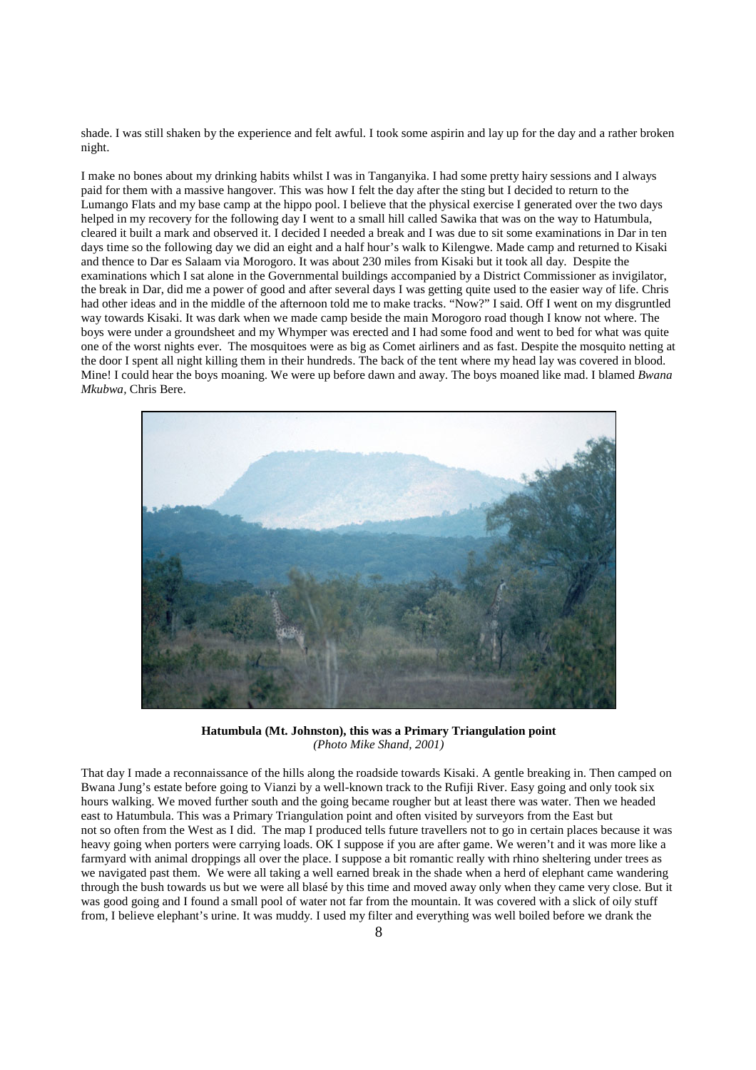shade. I was still shaken by the experience and felt awful. I took some aspirin and lay up for the day and a rather broken night.

I make no bones about my drinking habits whilst I was in Tanganyika. I had some pretty hairy sessions and I always paid for them with a massive hangover. This was how I felt the day after the sting but I decided to return to the Lumango Flats and my base camp at the hippo pool. I believe that the physical exercise I generated over the two days helped in my recovery for the following day I went to a small hill called Sawika that was on the way to Hatumbula, cleared it built a mark and observed it. I decided I needed a break and I was due to sit some examinations in Dar in ten days time so the following day we did an eight and a half hour's walk to Kilengwe. Made camp and returned to Kisaki and thence to Dar es Salaam via Morogoro. It was about 230 miles from Kisaki but it took all day. Despite the examinations which I sat alone in the Governmental buildings accompanied by a District Commissioner as invigilator, the break in Dar, did me a power of good and after several days I was getting quite used to the easier way of life. Chris had other ideas and in the middle of the afternoon told me to make tracks. "Now?" I said. Off I went on my disgruntled way towards Kisaki. It was dark when we made camp beside the main Morogoro road though I know not where. The boys were under a groundsheet and my Whymper was erected and I had some food and went to bed for what was quite one of the worst nights ever. The mosquitoes were as big as Comet airliners and as fast. Despite the mosquito netting at the door I spent all night killing them in their hundreds. The back of the tent where my head lay was covered in blood. Mine! I could hear the boys moaning. We were up before dawn and away. The boys moaned like mad. I blamed *Bwana Mkubwa*, Chris Bere.

**Hatumbula (Mt. Johnston), this was a Primary Triangulation point**
*(Photo Mike Shand, 2001)*

That day I made a reconnaissance of the hills along the roadside towards Kisaki. A gentle breaking in. Then camped on Bwana Jung's estate before going to Vianzi by a well-known track to the Rufiji River. Easy going and only took six hours walking. We moved further south and the going became rougher but at least there was water. Then we headed east to Hatumbula. This was a Primary Triangulation point and often visited by surveyors from the East but not so often from the West as I did. The map I produced tells future travellers not to go in certain places because it was heavy going when porters were carrying loads. OK I suppose if you are after game. We weren't and it was more like a farmyard with animal droppings all over the place. I suppose a bit romantic really with rhino sheltering under trees as we navigated past them. We were all taking a well earned break in the shade when a herd of elephant came wandering through the bush towards us but we were all blasé by this time and moved away only when they came very close. But it was good going and I found a small pool of water not far from the mountain. It was covered with a slick of oily stuff from, I believe elephant's urine. It was muddy. I used my filter and everything was well boiled before we drank the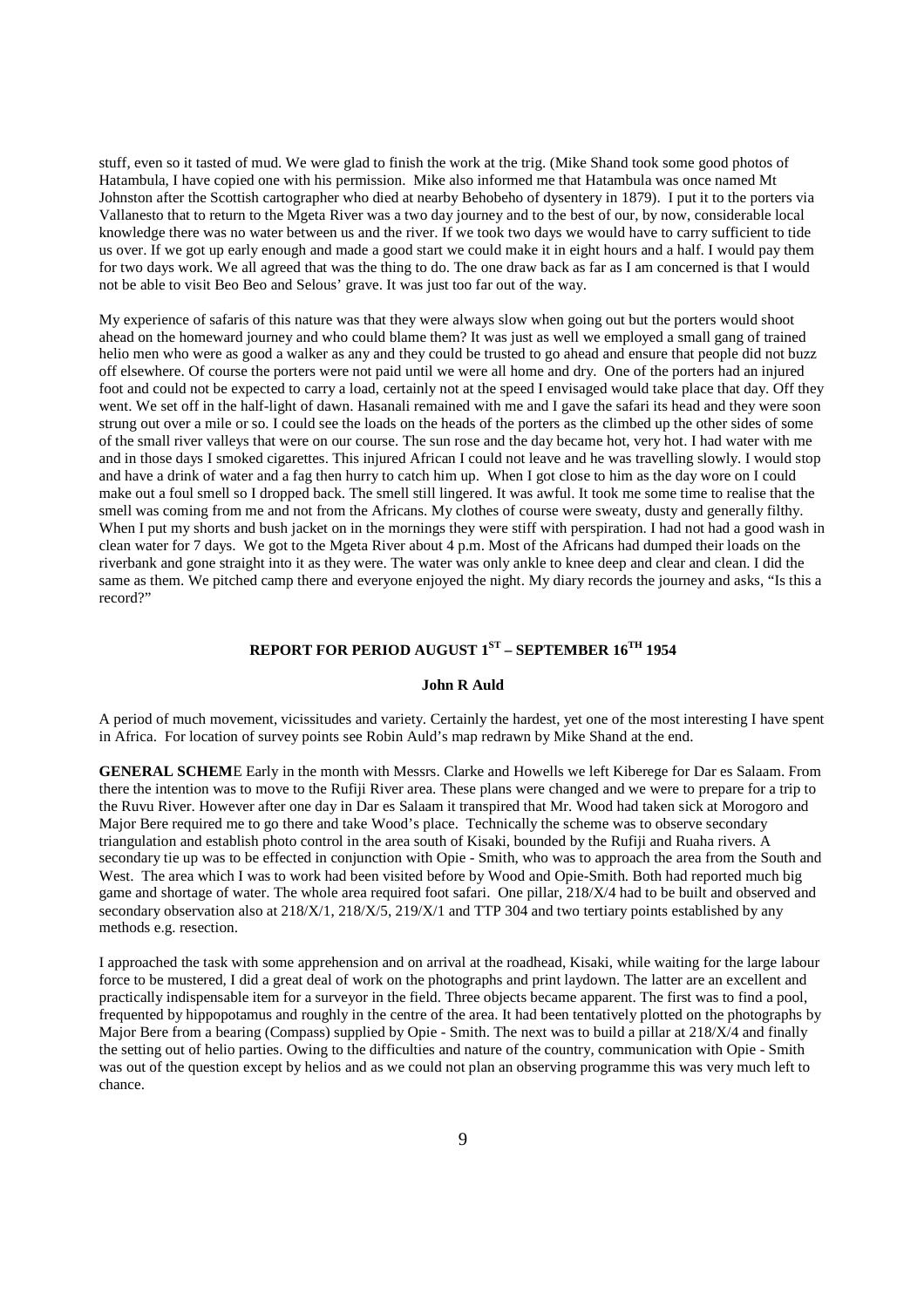stuff, even so it tasted of mud. We were glad to finish the work at the trig. (Mike Shand took some good photos of Hatambula, I have copied one with his permission. Mike also informed me that Hatambula was once named Mt Johnston after the Scottish cartographer who died at nearby Behobeho of dysentery in 1879). I put it to the porters via Vallanesto that to return to the Mgeta River was a two day journey and to the best of our, by now, considerable local knowledge there was no water between us and the river. If we took two days we would have to carry sufficient to tide us over. If we got up early enough and made a good start we could make it in eight hours and a half. I would pay them for two days work. We all agreed that was the thing to do. The one draw back as far as I am concerned is that I would not be able to visit Beo Beo and Selous' grave. It was just too far out of the way.

My experience of safaris of this nature was that they were always slow when going out but the porters would shoot ahead on the homeward journey and who could blame them? It was just as well we employed a small gang of trained helio men who were as good a walker as any and they could be trusted to go ahead and ensure that people did not buzz off elsewhere. Of course the porters were not paid until we were all home and dry. One of the porters had an injured foot and could not be expected to carry a load, certainly not at the speed I envisaged would take place that day. Off they went. We set off in the half-light of dawn. Hasanali remained with me and I gave the safari its head and they were soon strung out over a mile or so. I could see the loads on the heads of the porters as the climbed up the other sides of some of the small river valleys that were on our course. The sun rose and the day became hot, very hot. I had water with me and in those days I smoked cigarettes. This injured African I could not leave and he was travelling slowly. I would stop and have a drink of water and a fag then hurry to catch him up. When I got close to him as the day wore on I could make out a foul smell so I dropped back. The smell still lingered. It was awful. It took me some time to realise that the smell was coming from me and not from the Africans. My clothes of course were sweaty, dusty and generally filthy. When I put my shorts and bush jacket on in the mornings they were stiff with perspiration. I had not had a good wash in clean water for 7 days. We got to the Mgeta River about 4 p.m. Most of the Africans had dumped their loads on the riverbank and gone straight into it as they were. The water was only ankle to knee deep and clear and clean. I did the same as them. We pitched camp there and everyone enjoyed the night. My diary records the journey and asks, "Is this a record?"

## REPORT FOR PERIOD AUGUST 1ST – SEPTEMBER 16TH 1954

**John R Auld**

A period of much movement, vicissitudes and variety. Certainly the hardest, yet one of the most interesting I have spent in Africa. For location of survey points see Robin Auld's map redrawn by Mike Shand at the end.

**GENERAL SCHEME** Early in the month with Messrs. Clarke and Howells we left Kiberege for Dar es Salaam. From there the intention was to move to the Rufiji River area. These plans were changed and we were to prepare for a trip to the Ruvu River. However after one day in Dar es Salaam it transpired that Mr. Wood had taken sick at Morogoro and Major Bere required me to go there and take Wood's place. Technically the scheme was to observe secondary triangulation and establish photo control in the area south of Kisaki, bounded by the Rufiji and Ruaha rivers. A secondary tie up was to be effected in conjunction with Opie - Smith, who was to approach the area from the South and West. The area which I was to work had been visited before by Wood and Opie-Smith. Both had reported much big game and shortage of water. The whole area required foot safari. One pillar, 218/X/4 had to be built and observed and secondary observation also at 218/X/1, 218/X/5, 219/X/1 and TTP 304 and two tertiary points established by any methods e.g. resection.

I approached the task with some apprehension and on arrival at the roadhead, Kisaki, while waiting for the large labour force to be mustered, I did a great deal of work on the photographs and print laydown. The latter are an excellent and practically indispensable item for a surveyor in the field. Three objects became apparent. The first was to find a pool, frequented by hippopotamus and roughly in the centre of the area. It had been tentatively plotted on the photographs by Major Bere from a bearing (Compass) supplied by Opie - Smith. The next was to build a pillar at 218/X/4 and finally the setting out of helio parties. Owing to the difficulties and nature of the country, communication with Opie - Smith was out of the question except by helios and as we could not plan an observing programme this was very much left to chance.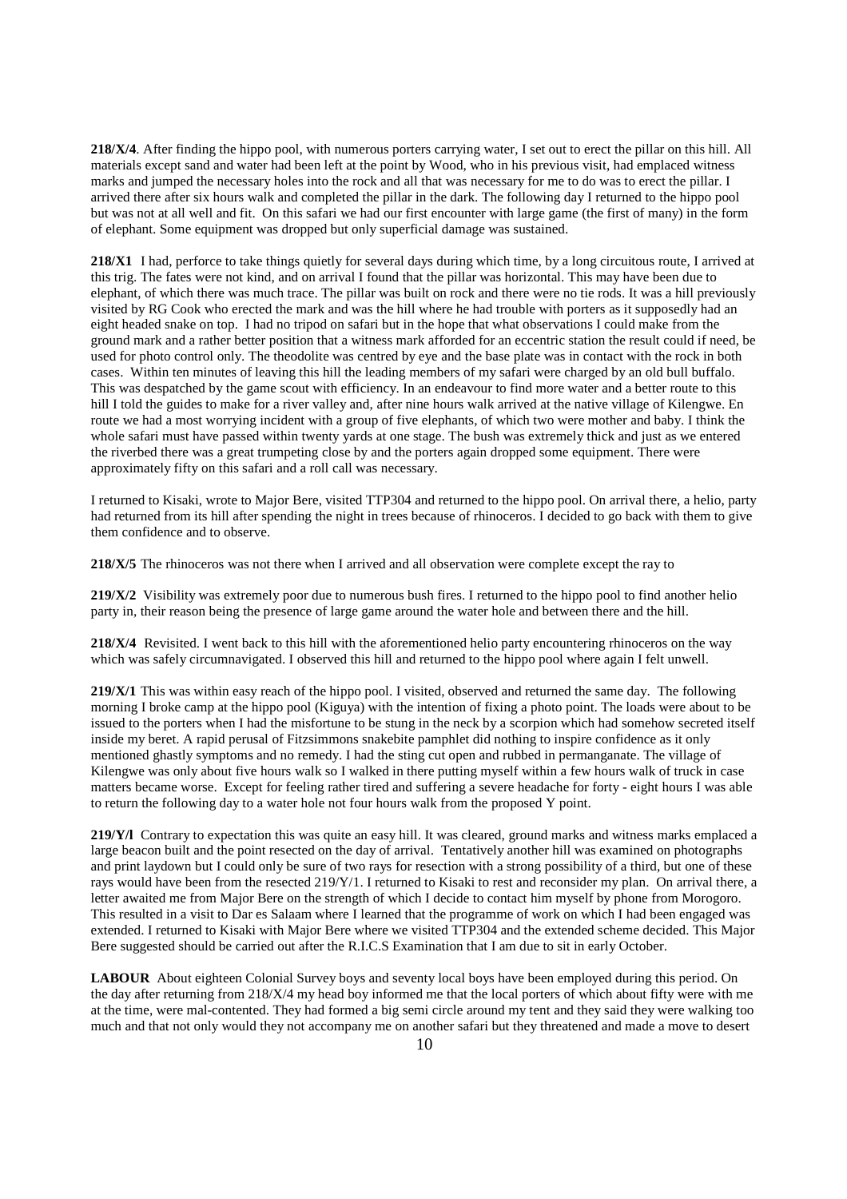**218/X/4**. After finding the hippo pool, with numerous porters carrying water, I set out to erect the pillar on this hill. All materials except sand and water had been left at the point by Wood, who in his previous visit, had emplaced witness marks and jumped the necessary holes into the rock and all that was necessary for me to do was to erect the pillar. I arrived there after six hours walk and completed the pillar in the dark. The following day I returned to the hippo pool but was not at all well and fit. On this safari we had our first encounter with large game (the first of many) in the form of elephant. Some equipment was dropped but only superficial damage was sustained.

**218/X1** I had, perforce to take things quietly for several days during which time, by a long circuitous route, I arrived at this trig. The fates were not kind, and on arrival I found that the pillar was horizontal. This may have been due to elephant, of which there was much trace. The pillar was built on rock and there were no tie rods. It was a hill previously visited by RG Cook who erected the mark and was the hill where he had trouble with porters as it supposedly had an eight headed snake on top. I had no tripod on safari but in the hope that what observations I could make from the ground mark and a rather better position that a witness mark afforded for an eccentric station the result could if need, be used for photo control only. The theodolite was centred by eye and the base plate was in contact with the rock in both cases. Within ten minutes of leaving this hill the leading members of my safari were charged by an old bull buffalo. This was despatched by the game scout with efficiency. In an endeavour to find more water and a better route to this hill I told the guides to make for a river valley and, after nine hours walk arrived at the native village of Kilengwe. En route we had a most worrying incident with a group of five elephants, of which two were mother and baby. I think the whole safari must have passed within twenty yards at one stage. The bush was extremely thick and just as we entered the riverbed there was a great trumpeting close by and the porters again dropped some equipment. There were approximately fifty on this safari and a roll call was necessary.

I returned to Kisaki, wrote to Major Bere, visited TTP304 and returned to the hippo pool. On arrival there, a helio, party had returned from its hill after spending the night in trees because of rhinoceros. I decided to go back with them to give them confidence and to observe.

**218/X/5** The rhinoceros was not there when I arrived and all observation were complete except the ray to

**219/X/2** Visibility was extremely poor due to numerous bush fires. I returned to the hippo pool to find another helio party in, their reason being the presence of large game around the water hole and between there and the hill.

**218/X/4** Revisited. I went back to this hill with the aforementioned helio party encountering rhinoceros on the way which was safely circumnavigated. I observed this hill and returned to the hippo pool where again I felt unwell.

**219/X/1** This was within easy reach of the hippo pool. I visited, observed and returned the same day. The following morning I broke camp at the hippo pool (Kiguya) with the intention of fixing a photo point. The loads were about to be issued to the porters when I had the misfortune to be stung in the neck by a scorpion which had somehow secreted itself inside my beret. A rapid perusal of Fitzsimmons snakebite pamphlet did nothing to inspire confidence as it only mentioned ghastly symptoms and no remedy. I had the sting cut open and rubbed in permanganate. The village of Kilengwe was only about five hours walk so I walked in there putting myself within a few hours walk of truck in case matters became worse. Except for feeling rather tired and suffering a severe headache for forty - eight hours I was able to return the following day to a water hole not four hours walk from the proposed Y point.

**219/Y/l** Contrary to expectation this was quite an easy hill. It was cleared, ground marks and witness marks emplaced a large beacon built and the point resected on the day of arrival. Tentatively another hill was examined on photographs and print laydown but I could only be sure of two rays for resection with a strong possibility of a third, but one of these rays would have been from the resected 219/Y/1. I returned to Kisaki to rest and reconsider my plan. On arrival there, a letter awaited me from Major Bere on the strength of which I decided to contact him myself by phone from Morogoro. This resulted in a visit to Dar es Salaam where I learned that the programme of work on which I had been engaged was extended. I returned to Kisaki with Major Bere where we visited TTP304 and the extended scheme decided. This Major Bere suggested should be carried out after the R.I.C.S Examination that I am due to sit in early October.

**LABOUR** About eighteen Colonial Survey boys and seventy local boys have been employed during this period. On the day after returning from 218/X/4 my head boy informed me that the local porters of which about fifty were with me at the time, were mal-contented. They had formed a big semi circle around my tent and they said they were walking too much and that not only would they not accompany me on another safari but they threatened and made a move to desert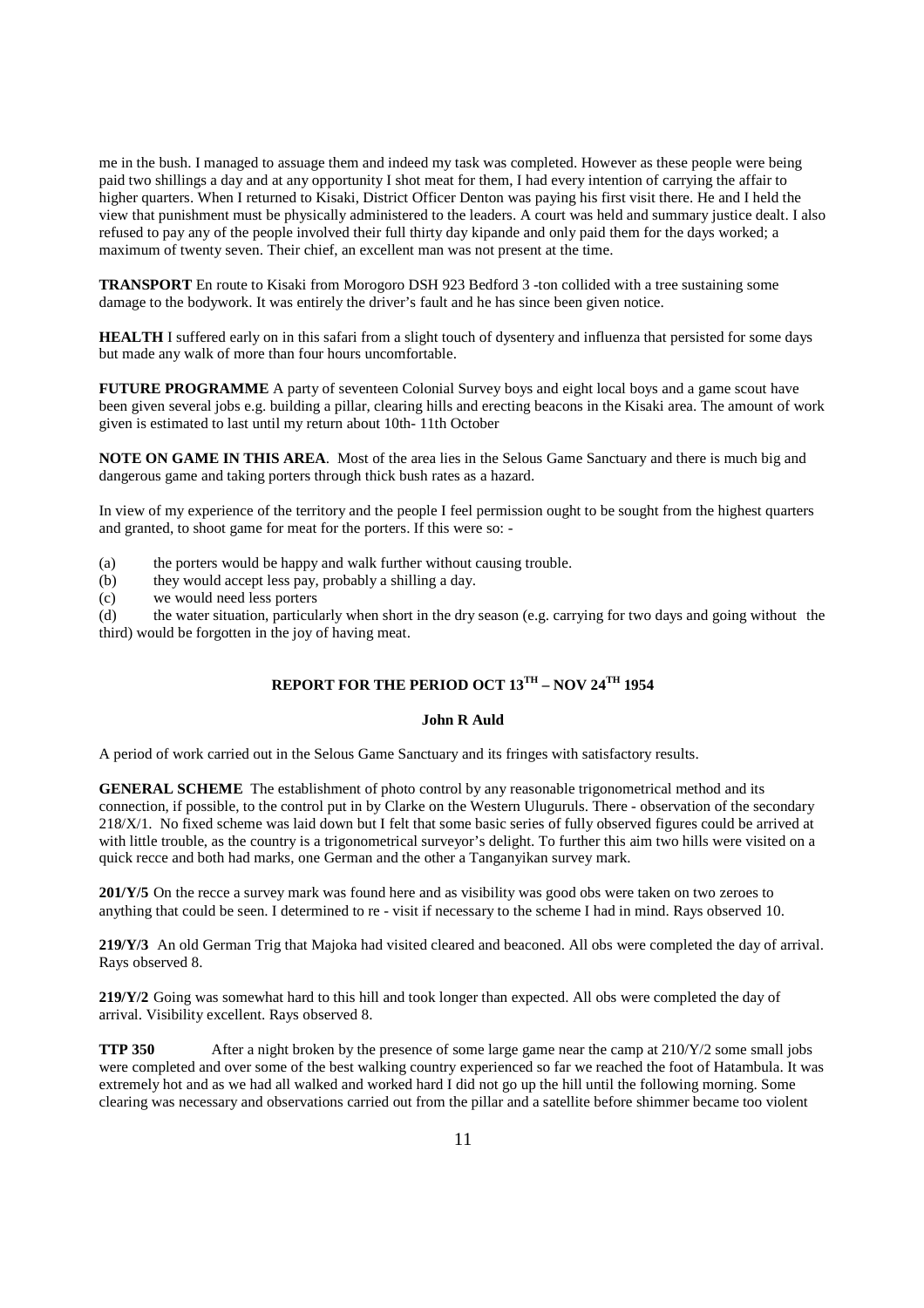me in the bush. I managed to assuage them and indeed my task was completed. However as these people were being paid two shillings a day and at any opportunity I shot meat for them, I had every intention of carrying the affair to higher quarters. When I returned to Kisaki, District Officer Denton was paying his first visit there. He and I held the view that punishment must be physically administered to the leaders. A court was held and summary justice dealt. I also refused to pay any of the people involved their full thirty day kipande and only paid them for the days worked; a maximum of twenty seven. Their chief, an excellent man was not present at the time.

**TRANSPORT** En route to Kisaki from Morogoro DSH 923 Bedford 3 -ton collided with a tree sustaining some damage to the bodywork. It was entirely the driver's fault and he has since been given notice.

**HEALTH** I suffered early on in this safari from a slight touch of dysentery and influenza that persisted for some days but made any walk of more than four hours uncomfortable.

**FUTURE PROGRAMME** A party of seventeen Colonial Survey boys and eight local boys and a game scout have been given several jobs e.g. building a pillar, clearing hills and erecting beacons in the Kisaki area. The amount of work given is estimated to last until my return about 10th- 11th October

**NOTE ON GAME IN THIS AREA**. Most of the area lies in the Selous Game Sanctuary and there is much big and dangerous game and taking porters through thick bush rates as a hazard.

In view of my experience of the territory and the people I feel permission ought to be sought from the highest quarters and granted, to shoot game for meat for the porters. If this were so: -

(a) the porters would be happy and walk further without causing trouble.
(b) they would accept less pay, probably a shilling a day.
(c) we would need less porters
(d) the water situation, particularly when short in the dry season (e.g. carrying for two days and going without the third) would be forgotten in the joy of having meat.

## REPORT FOR THE PERIOD OCT 13TH – NOV 24TH 1954

**John R Auld**

A period of work carried out in the Selous Game Sanctuary and its fringes with satisfactory results.

**GENERAL SCHEME** The establishment of photo control by any reasonable trigonometrical method and its connection, if possible, to the control put in by Clarke on the Western Uluguruls. There - observation of the secondary 218/X/1. No fixed scheme was laid down but I felt that some basic series of fully observed figures could be arrived at with little trouble, as the country is a trigonometrical surveyor's delight. To further this aim two hills were visited on a quick recce and both had marks, one German and the other a Tanganyikan survey mark.

**201/Y/5** On the recce a survey mark was found here and as visibility was good obs were taken on two zeroes to anything that could be seen. I determined to re - visit if necessary to the scheme I had in mind. Rays observed 10.

**219/Y/3** An old German Trig that Majoka had visited cleared and beaconed. All obs were completed the day of arrival. Rays observed 8.

**219/Y/2** Going was somewhat hard to this hill and took longer than expected. All obs were completed the day of arrival. Visibility excellent. Rays observed 8.

**TTP 350** After a night broken by the presence of some large game near the camp at 210/Y/2 some small jobs were completed and over some of the best walking country experienced so far we reached the foot of Hatambula. It was extremely hot and as we had all walked and worked hard I did not go up the hill until the following morning. Some clearing was necessary and observations carried out from the pillar and a satellite before shimmer became too violent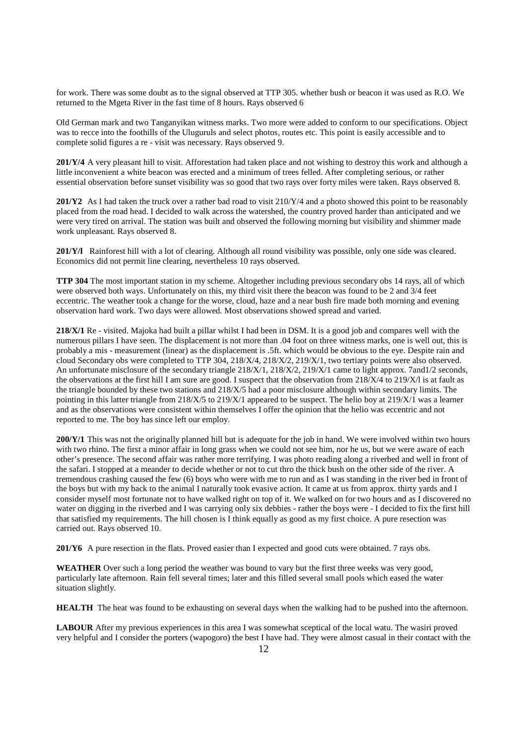for work. There was some doubt as to the signal observed at TTP 305. whether bush or beacon it was used as R.O. We returned to the Mgeta River in the fast time of 8 hours. Rays observed 6

Old German mark and two Tanganyikan witness marks. Two more were added to conform to our specifications. Object was to recce into the foothills of the Uluguruls and select photos, routes etc. This point is easily accessible and to complete solid figures a re - visit was necessary. Rays observed 9.

**201/Y/4** A very pleasant hill to visit. Afforestation had taken place and not wishing to destroy this work and although a little inconvenient a white beacon was erected and a minimum of trees felled. After completing serious, or rather essential observation before sunset visibility was so good that two rays over forty miles were taken. Rays observed 8.

**201/Y2** As I had taken the truck over a rather bad road to visit 210/Y/4 and a photo showed this point to be reasonably placed from the road head. I decided to walk across the watershed, the country proved harder than anticipated and we were very tired on arrival. The station was built and observed the following morning but visibility and shimmer made work unpleasant. Rays observed 8.

**201/Y/l** Rainforest hill with a lot of clearing. Although all round visibility was possible, only one side was cleared. Economics did not permit line clearing, nevertheless 10 rays observed.

**TTP 304** The most important station in my scheme. Altogether including previous secondary obs 14 rays, all of which were observed both ways. Unfortunately on this, my third visit there the beacon was found to be 2 and 3/4 feet eccentric. The weather took a change for the worse, cloud, haze and a near bush fire made both morning and evening observation hard work. Two days were allowed. Most observations showed spread and varied.

**218/X/1** Re - visited. Majoka had built a pillar whilst I had been in DSM. It is a good job and compares well with the numerous pillars I have seen. The displacement is not more than .04 foot on three witness marks, one is well out, this is probably a mis - measurement (linear) as the displacement is .5ft. which would be obvious to the eye. Despite rain and cloud Secondary obs were completed to TTP 304, 218/X/4, 218/X/2, 219/X/1, two tertiary points were also observed. An unfortunate misclosure of the secondary triangle 218/X/1, 218/X/2, 219/X/1 came to light approx. 7and1/2 seconds, the observations at the first hill I am sure are good. I suspect that the observation from 218/X/4 to 219/X/l is at fault as the triangle bounded by these two stations and 218/X/5 had a poor misclosure although within secondary limits. The pointing in this latter triangle from 218/X/5 to 219/X/1 appeared to be suspect. The helio boy at 219/X/1 was a learner and as the observations were consistent within themselves I offer the opinion that the helio was eccentric and not reported to me. The boy has since left our employ.

**200/Y/1** This was not the originally planned hill but is adequate for the job in hand. We were involved within two hours with two rhino. The first a minor affair in long grass when we could not see him, nor he us, but we were aware of each other's presence. The second affair was rather more terrifying. I was photo reading along a riverbed and well in front of the safari. I stopped at a meander to decide whether or not to cut thro the thick bush on the other side of the river. A tremendous crashing caused the few (6) boys who were with me to run and as I was standing in the river bed in front of the boys but with my back to the animal I naturally took evasive action. It came at us from approx. thirty yards and I consider myself most fortunate not to have walked right on top of it. We walked on for two hours and as I discovered no water on digging in the riverbed and I was carrying only six debbies - rather the boys were - I decided to fix the first hill that satisfied my requirements. The hill chosen is I think equally as good as my first choice. A pure resection was carried out. Rays observed 10.

**201/Y6** A pure resection in the flats. Proved easier than I expected and good cuts were obtained. 7 rays obs.

**WEATHER** Over such a long period the weather was bound to vary but the first three weeks was very good, particularly late afternoon. Rain fell several times; later and this filled several small pools which eased the water situation slightly.

**HEALTH** The heat was found to be exhausting on several days when the walking had to be pushed into the afternoon.

**LABOUR** After my previous experiences in this area I was somewhat sceptical of the local watu. The wasiri proved very helpful and I consider the porters (wapogoro) the best I have had. They were almost casual in their contact with the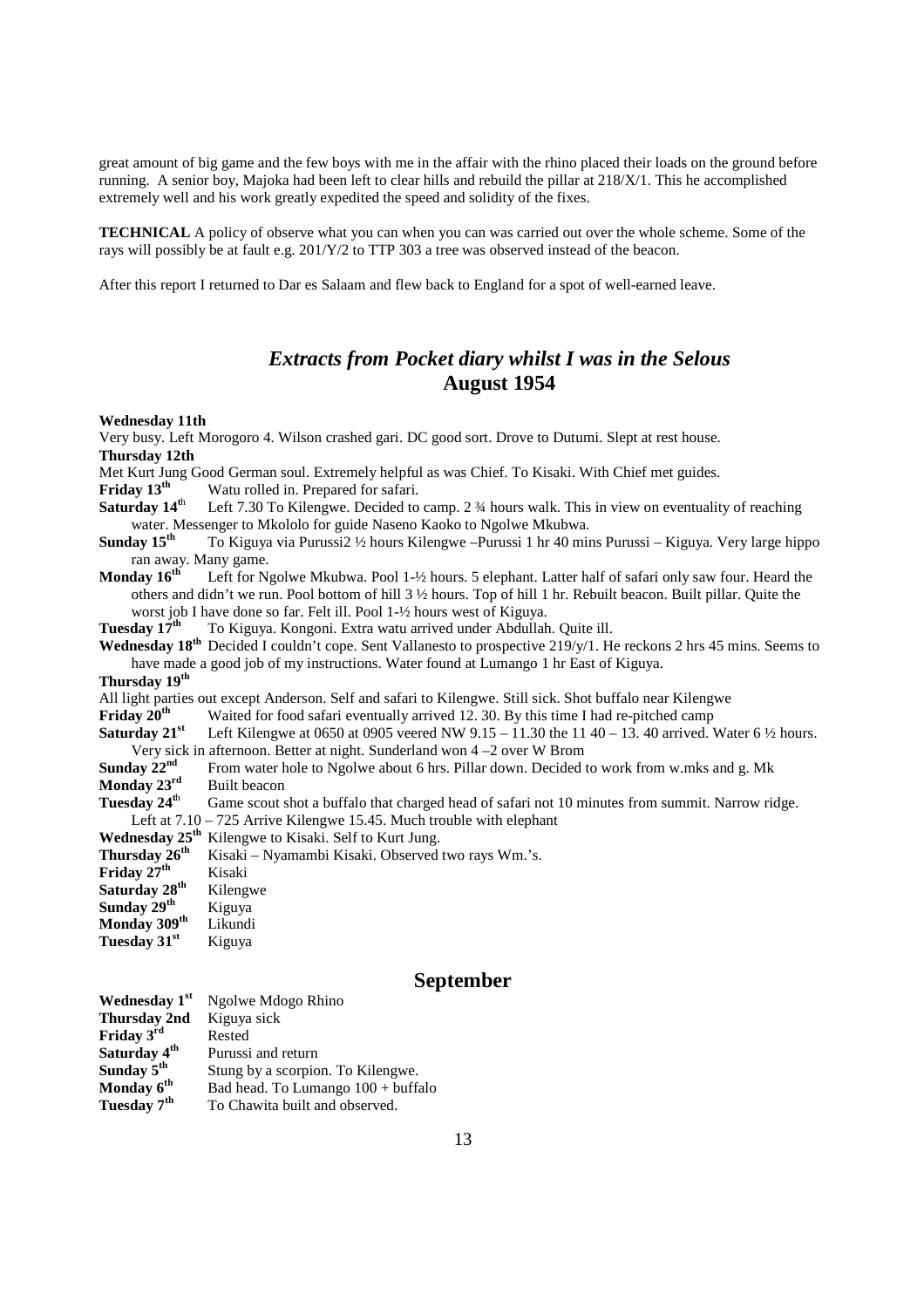great amount of big game and the few boys with me in the affair with the rhino placed their loads on the ground before running. A senior boy, Majoka had been left to clear hills and rebuild the pillar at 218/X/1. This he accomplished extremely well and his work greatly expedited the speed and solidity of the fixes.

**TECHNICAL** A policy of observe what you can when you can was carried out over the whole scheme. Some of the rays will possibly be at fault e.g. 201/Y/2 to TTP 303 a tree was observed instead of the beacon.

After this report I returned to Dar es Salaam and flew back to England for a spot of well-earned leave.

## *Extracts from Pocket diary whilst I was in the Selous*
## **August 1954**

**Wednesday 11th**
Very busy. Left Morogoro 4. Wilson crashed gari. DC good sort. Drove to Dutumi. Slept at rest house.

**Thursday 12th**
Met Kurt Jung Good German soul. Extremely helpful as was Chief. To Kisaki. With Chief met guides.

**Friday 13th** Watu rolled in. Prepared for safari.

**Saturday 14th** Left 7.30 To Kilengwe. Decided to camp. 2 ¾ hours walk. This in view on eventuality of reaching water. Messenger to Mkololo for guide Naseno Kaoko to Ngolwe Mkubwa.

**Sunday 15th** To Kiguya via Purussi2 ½ hours Kilengwe –Purussi 1 hr 40 mins Purussi – Kiguya. Very large hippo ran away. Many game.

**Monday 16th** Left for Ngolwe Mkubwa. Pool 1-½ hours. 5 elephant. Latter half of safari only saw four. Heard the others and didn't we run. Pool bottom of hill 3 ½ hours. Top of hill 1 hr. Rebuilt beacon. Built pillar. Quite the worst job I have done so far. Felt ill. Pool 1-½ hours west of Kiguya.

**Tuesday 17th** To Kiguya. Kongoni. Extra watu arrived under Abdullah. Quite ill.

**Wednesday 18th** Decided I couldn't cope. Sent Vallanesto to prospective 219/y/1. He reckons 2 hrs 45 mins. Seems to have made a good job of my instructions. Water found at Lumango 1 hr East of Kiguya.

**Thursday 19th**
All light parties out except Anderson. Self and safari to Kilengwe. Still sick. Shot buffalo near Kilengwe

**Friday 20th** Waited for food safari eventually arrived 12. 30. By this time I had re-pitched camp

**Saturday 21st** Left Kilengwe at 0650 at 0905 veered NW 9.15 – 11.30 the 11 40 – 13. 40 arrived. Water 6 ½ hours. Very sick in afternoon. Better at night. Sunderland won 4 –2 over W Brom

**Sunday 22nd** From water hole to Ngolwe about 6 hrs. Pillar down. Decided to work from w.mks and g. Mk

**Monday 23rd** Built beacon

**Tuesday 24th** Game scout shot a buffalo that charged head of safari not 10 minutes from summit. Narrow ridge. Left at 7.10 – 725 Arrive Kilengwe 15.45. Much trouble with elephant

**Wednesday 25th** Kilengwe to Kisaki. Self to Kurt Jung.

**Thursday 26th** Kisaki – Nyamambi Kisaki. Observed two rays Wm.'s.

**Friday 27th** Kisaki

**Saturday 28th** Kilengwe

**Sunday 29th** Kiguya

**Monday 309th** Likundi

**Tuesday 31st** Kiguya

## **September**

**Wednesday 1st** Ngolwe Mdogo Rhino

**Thursday 2nd** Kiguya sick

**Friday 3rd** Rested

**Saturday 4th** Purussi and return

**Sunday 5th** Stung by a scorpion. To Kilengwe.

**Monday 6th** Bad head. To Lumango 100 + buffalo

**Tuesday 7th** To Chawita built and observed.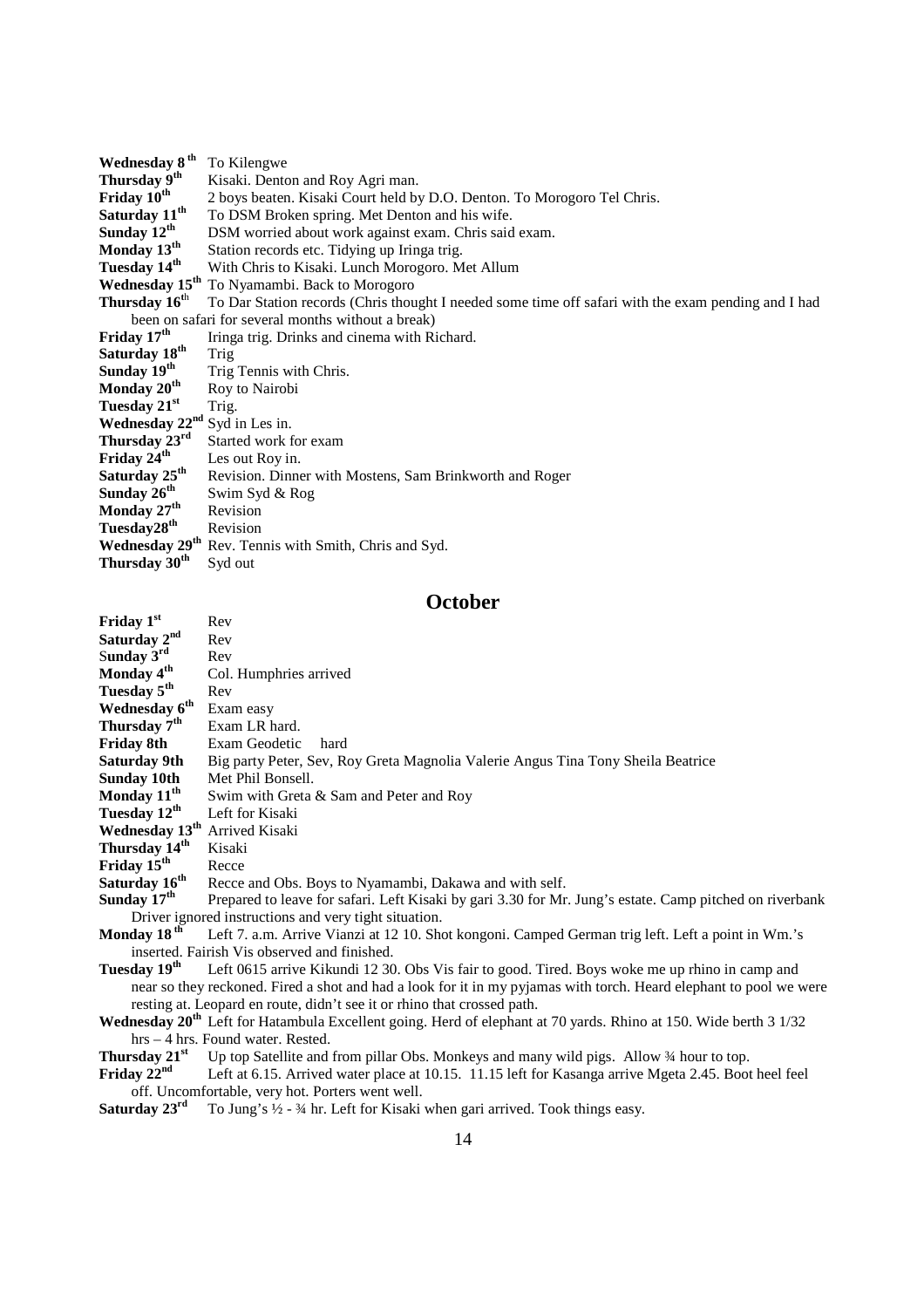**Wednesday 8th** To Kilengwe

**Thursday 9th** Kisaki. Denton and Roy Agri man.

**Friday 10th** 2 boys beaten. Kisaki Court held by D.O. Denton. To Morogoro Tel Chris.

**Saturday 11th** To DSM Broken spring. Met Denton and his wife.

**Sunday 12th** DSM worried about work against exam. Chris said exam.

**Monday 13th** Station records etc. Tidying up Iringa trig.

**Tuesday 14th** With Chris to Kisaki. Lunch Morogoro. Met Allum

**Wednesday 15th** To Nyamambi. Back to Morogoro

**Thursday 16th** To Dar Station records (Chris thought I needed some time off safari with the exam pending and I had been on safari for several months without a break)

**Friday 17th** Iringa trig. Drinks and cinema with Richard.

**Saturday 18th** Trig

**Sunday 19th** Trig Tennis with Chris.

**Monday 20th** Roy to Nairobi

**Tuesday 21st** Trig.

**Wednesday 22nd** Syd in Les in.

**Thursday 23rd** Started work for exam

**Friday 24th** Les out Roy in.

**Saturday 25th** Revision. Dinner with Mostens, Sam Brinkworth and Roger

**Sunday 26th** Swim Syd & Rog

**Monday 27th** Revision

**Tuesday28th** Revision

**Wednesday 29th** Rev. Tennis with Smith, Chris and Syd.

**Thursday 30th** Syd out

## October

**Friday 1st** Rev

**Saturday 2nd** Rev

**Sunday 3rd** Rev

**Monday 4th** Col. Humphries arrived

**Tuesday 5th** Rev

**Wednesday 6th** Exam easy

**Thursday 7th** Exam LR hard.

**Friday 8th** Exam Geodetic hard

**Saturday 9th** Big party Peter, Sev, Roy Greta Magnolia Valerie Angus Tina Tony Sheila Beatrice

**Sunday 10th** Met Phil Bonsell.

**Monday 11th** Swim with Greta & Sam and Peter and Roy

**Tuesday 12th** Left for Kisaki

**Wednesday 13th** Arrived Kisaki

**Thursday 14th** Kisaki

**Friday 15th** Recce

**Saturday 16th** Recce and Obs. Boys to Nyamambi, Dakawa and with self.

**Sunday 17th** Prepared to leave for safari. Left Kisaki by gari 3.30 for Mr. Jung's estate. Camp pitched on riverbank Driver ignored instructions and very tight situation.

**Monday 18th** Left 7. a.m. Arrive Vianzi at 12 10. Shot kongoni. Camped German trig left. Left a point in Wm.'s inserted. Fairish Vis observed and finished.

**Tuesday 19th** Left 0615 arrive Kikundi 12 30. Obs Vis fair to good. Tired. Boys woke me up rhino in camp and near so they reckoned. Fired a shot and had a look for it in my pyjamas with torch. Heard elephant to pool we were resting at. Leopard en route, didn't see it or rhino that crossed path.

**Wednesday 20th** Left for Hatambula Excellent going. Herd of elephant at 70 yards. Rhino at 150. Wide berth 3 1/32 hrs – 4 hrs. Found water. Rested.

**Thursday 21st** Up top Satellite and from pillar Obs. Monkeys and many wild pigs. Allow ¾ hour to top.

**Friday 22nd** Left at 6.15. Arrived water place at 10.15. 11.15 left for Kasanga arrive Mgeta 2.45. Boot heel feel off. Uncomfortable, very hot. Porters went well.

**Saturday 23rd** To Jung's ½ - ¾ hr. Left for Kisaki when gari arrived. Took things easy.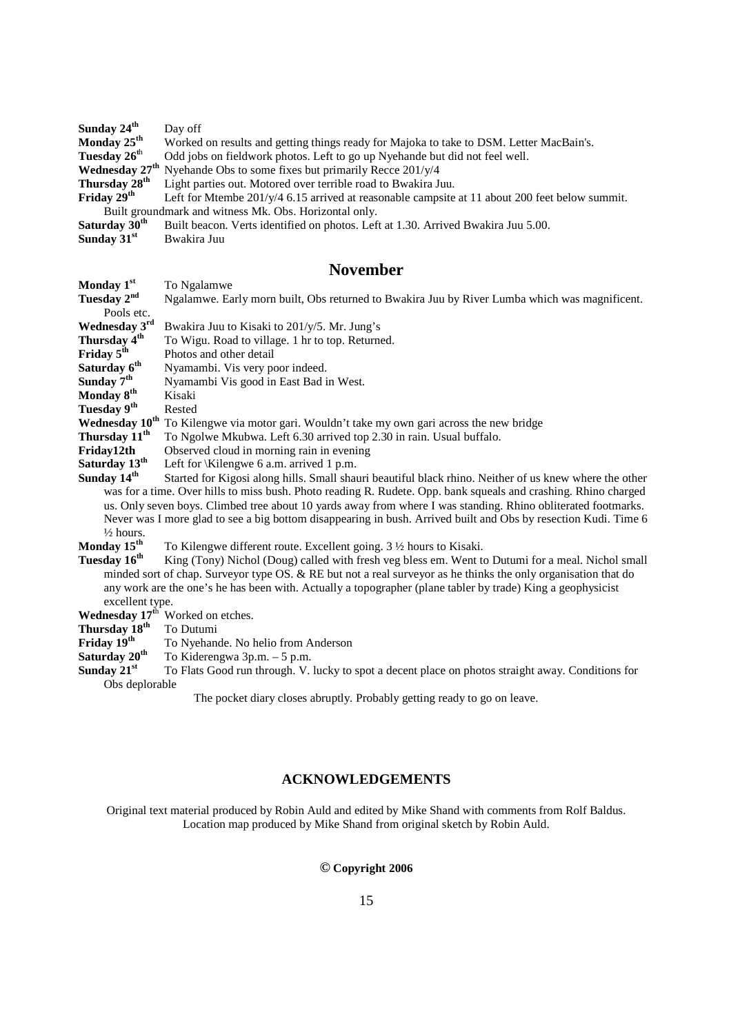**Sunday 24th** Day off
**Monday 25th** Worked on results and getting things ready for Majoka to take to DSM. Letter MacBain's.
**Tuesday 26th** Odd jobs on fieldwork photos. Left to go up Nyehande but did not feel well.
**Wednesday 27th** Nyehande Obs to some fixes but primarily Recce 201/y/4
**Thursday 28th** Light parties out. Motored over terrible road to Bwakira Juu.
**Friday 29th** Left for Mtembe 201/y/4 6.15 arrived at reasonable campsite at 11 about 200 feet below summit. Built groundmark and witness Mk. Obs. Horizontal only.
**Saturday 30th** Built beacon. Verts identified on photos. Left at 1.30. Arrived Bwakira Juu 5.00.
**Sunday 31st** Bwakira Juu

## November

**Monday 1st** To Ngalamwe
**Tuesday 2nd** Ngalamwe. Early morn built, Obs returned to Bwakira Juu by River Lumba which was magnificent. Pools etc.
**Wednesday 3rd** Bwakira Juu to Kisaki to 201/y/5. Mr. Jung's
**Thursday 4th** To Wigu. Road to village. 1 hr to top. Returned.
**Friday 5th** Photos and other detail
**Saturday 6th** Nyamambi. Vis very poor indeed.
**Sunday 7th** Nyamambi Vis good in East Bad in West.
**Monday 8th** Kisaki
**Tuesday 9th** Rested
**Wednesday 10th** To Kilengwe via motor gari. Wouldn't take my own gari across the new bridge
**Thursday 11th** To Ngolwe Mkubwa. Left 6.30 arrived top 2.30 in rain. Usual buffalo.
**Friday12th** Observed cloud in morning rain in evening
**Saturday 13th** Left for \Kilengwe 6 a.m. arrived 1 p.m.
**Sunday 14th** Started for Kigosi along hills. Small shauri beautiful black rhino. Neither of us knew where the other was for a time. Over hills to miss bush. Photo reading R. Rudete. Opp. bank squeals and crashing. Rhino charged us. Only seven boys. Climbed tree about 10 yards away from where I was standing. Rhino obliterated footmarks. Never was I more glad to see a big bottom disappearing in bush. Arrived built and Obs by resection Kudi. Time 6 ½ hours.
**Monday 15th** To Kilengwe different route. Excellent going. 3 ½ hours to Kisaki.
**Tuesday 16th** King (Tony) Nichol (Doug) called with fresh veg bless em. Went to Dutumi for a meal. Nichol small minded sort of chap. Surveyor type OS. & RE but not a real surveyor as he thinks the only organisation that do any work are the one's he has been with. Actually a topographer (plane tabler by trade) King a geophysicist excellent type.
**Wednesday 17th** Worked on etches.
**Thursday 18th** To Dutumi
**Friday 19th** To Nyehande. No helio from Anderson
**Saturday 20th** To Kiderengwa 3p.m. – 5 p.m.
**Sunday 21st** To Flats Good run through. V. lucky to spot a decent place on photos straight away. Conditions for Obs deplorable

The pocket diary closes abruptly. Probably getting ready to go on leave.

### ACKNOWLEDGEMENTS

Original text material produced by Robin Auld and edited by Mike Shand with comments from Rolf Baldus.
Location map produced by Mike Shand from original sketch by Robin Auld.

**© Copyright 2006**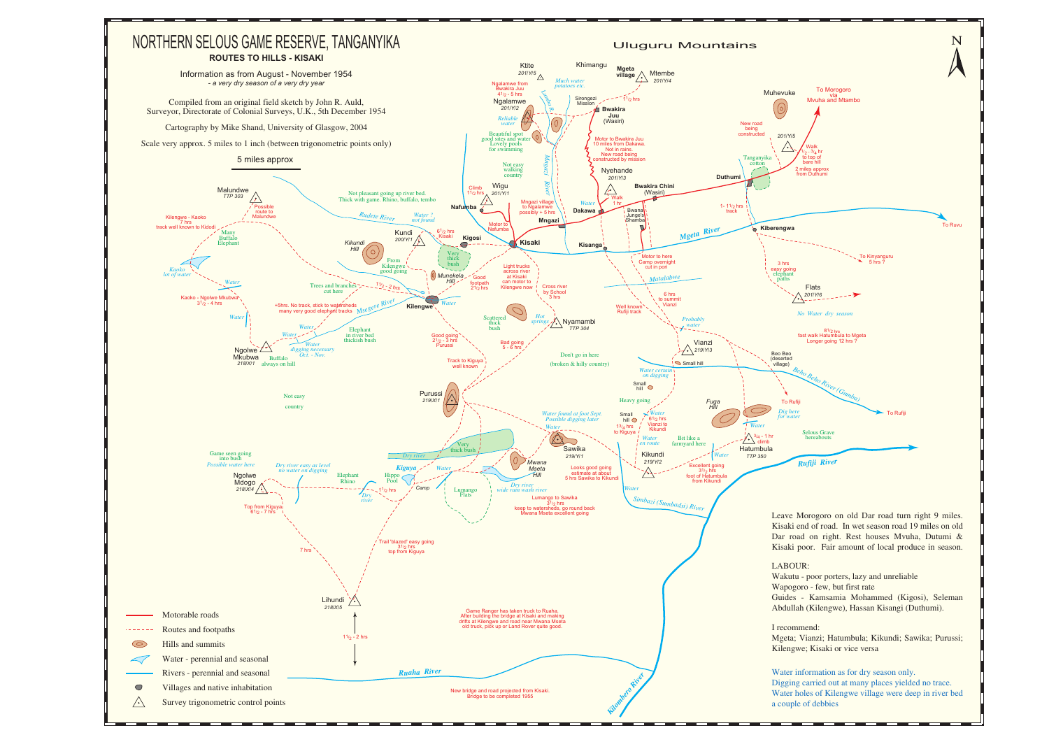# NORTHERN SELOUS GAME RESERVE, TANGANYIKA

**ROUTES TO HILLS - KISAKI**

Information as from August - November 1954
*- a very dry season of a very dry year*

Compiled from an original field sketch by John R. Auld, Surveyor, Directorate of Colonial Surveys, U.K., 5th December 1954

Cartography by Mike Shand, University of Glasgow, 2004

Scale very approx. 5 miles to 1 inch (between trigonometric points only)

5 miles approx

Uluguru Mountains

N

Ktite
201/Y/5

Khimangu

Mgeta village
Mtembe
201/Y/4

*Much water potatoes etc.*

Ngalamwe from Bwakira Juu
$4\frac{1}{2}$ - 5 hrs

Ngalamwe
201/Y/2

*Reliable water*

Sirongezi Mission

$1\frac{1}{2}$ hrs

Bwakira Juu
(Wasiri)

Beautiful spot good sites and water Lovely pools for swimming

Motor to Bwakira Juu 10 miles from Dakawa. Not in rains. New road being constructed by mission

Muhevule

To Morogoro via Mvuha and Mtambo

New road being constructed

201/Y/5

Walk $\frac{1}{2}$ - $\frac{3}{4}$ hr to top of bare hill

2 miles approx from Duthumi

Tanganyika cotton

Duthumi

Not easy walking country

Nyehande
201/Y/3

Bwakira Chini
(Wasiri)

Walk 1 hr

Malundwe
TTP 303

Possible route to Malundwe

Not pleasant going up river bed. Thick with game. Rhino, buffalo, tembo

Climb $1\frac{1}{2}$ hrs

Wigu
201/Y/1

Mngazi village to Ngalamwe possibly + 5 hrs

*Water*

Dakawa

Bwana Junge's Shamba

$1 - 1\frac{1}{2}$ hrs track

Kilengwe - Kaoko 7 hrs track well known to Kidodi

*Rudete River*

*Water ? not found*

Nafumba

Mngazi

Motor to Nafumba

Kiberengwa

To Ruvu

Many Buffalo Elephant

Kundi
200/Y/1

$6\frac{1}{2}$ hrs Kisaki

Kigosi

Kisaki

Kisanga

*Mgeta River*

Kikundi Hill

*Kaoko lot of water*

From Kilengwe good going

Very thick bush

Munekela Hill

Good footpath $2\frac{1}{2}$ hrs

Light trucks across river at Kisaki can motor to Kilengwe now

Motor to here Camp overnight cut in pori

3 hrs easy going elephant paths

To Kinyanguru 5 hrs ?

*Water*

Trees and branches cut here

$1\frac{1}{2}$ - 2 hrs

Cross river by School 3 hrs

*Matalabwe*

Flats
201/Y/6

Kaoko - Ngolwe Mkubwa $3\frac{1}{2}$ - 4 hrs

+5hrs. No track, stick to watersheds many very good elephant tracks

*Msegere River*

Kilengwe

*Water*

6 hrs to summit Vianzi

Well known Rufiji track

*No Water dry season*

*Water*

*Water*

*Water*

Elephant in river bed thickish bush

Scattered thick bush

*Hot springs*

Nyamambi
TTP 304

*Probably water*

$8\frac{1}{2}$ hrs fast walk Hatumbula to Mgeta Longer going 12 hrs ?

Ngolwe Mkubwa
218/X/1

*Water digging necessary Oct. - Nov.*

Buffalo always on hill

Good going $2\frac{1}{2}$ - 3 hrs Purussi

Bad going 5 - 6 hrs

Vianzi
219/Y/3

Small hill

Beo Beo (deserted village)

Track to Kiguya well known

Don't go in here (broken & hilly country)

*Water certain on digging*

*Beho Beho River (Gumba)*

Not easy country

Purussi
219/X/1

Small hill

Heavy going

Fuga Hill

To Rufiji

*Dig here for water*

To Rufiji

*Water found at foot Sept. Possible digging later*

Small hill

$1\frac{3}{4}$ hrs to Kiguya

*Water*

$6\frac{1}{2}$ hrs Vianzi to Kikundi

*Water*

Selous Grave hereabouts

*Water*

*Water en route*

Bit like a farmyard here

$\frac{3}{4}$ - 1 hr climb

Very thick bush

Sawika
219/Y/1

Kikundi
219/Y/2

Hatumbula
TTP 350

*Dry river*

*Water*

*Rufiji River*

Game seen going into bush
*Possible water here*

*Dry river easy as level no water on digging*

*Kiguya*

Mwana Mseta Hill

Looks good going estimate at about 5 hrs Sawika to Kikundi

Excellent going $3\frac{1}{2}$ hrs foot of Hatumbula from Kikundi

Ngolwe Mdogo
218/X/4

Elephant Rhino

Hippo Pool

*Water*

Camp

Lumango Flats

*Dry river wide rain wash river*

*Water*

*Dry river*

$1\frac{1}{2}$ hrs

Lumango to Sawika $3\frac{1}{2}$ hrs keep to watersheds, go round back Mwana Mseta excellent going

*Simbazi (Sumbadzi) River*

Top from Kiguya $6\frac{1}{2}$ - 7 hrs

Trail 'blazed' easy going $3\frac{1}{2}$ hrs top from Kiguya

7 hrs

Lihundi
218/X/5

$1\frac{1}{2}$ - 2 hrs

Game Ranger has taken truck to Ruaha. After building the bridge at Kisaki and making drifts at Kilengwe and road near Mwana Mseta old truck, pick up or Land Rover quite good.

*Ruaha River*

New bridge and road projected from Kisaki. Bridge to be completed 1955

*Kilombero River*

Motorable roads

Routes and footpaths

Hills and summits

Water - perennial and seasonal

Rivers - perennial and seasonal

Villages and native inhabitation

Survey trigonometric control points

Leave Morogoro on old Dar road turn right 9 miles. Kisaki end of road. In wet season road 19 miles on old Dar road on right. Rest houses Mvuha, Dutumi & Kisaki poor. Fair amount of local produce in season.

LABOUR:
Wakutu - poor porters, lazy and unreliable
Wapogoro - few, but first rate
Guides - Kamsamia Mohammed (Kigosi), Seleman Abdullah (Kilengwe), Hassan Kisangi (Duthumi).

I recommend:
Mgeta; Vianzi; Hatumbula; Kikundi; Sawika; Purussi; Kilengwe; Kisaki or vice versa

Water information as for dry season only.
Digging carried out at many places yielded no trace.
Water holes of Kilengwe village were deep in river bed a couple of debbies